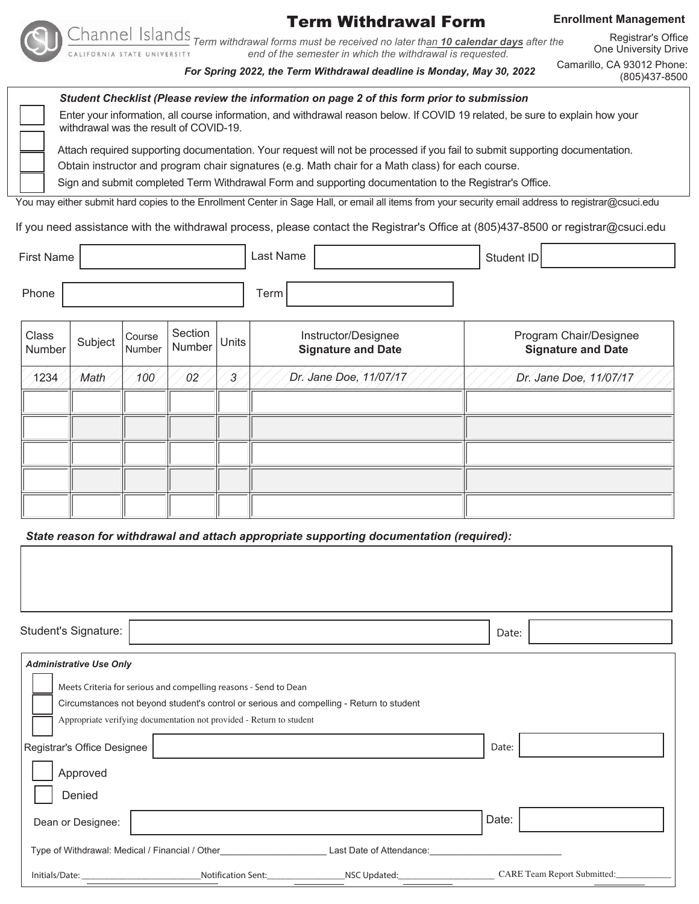# Term Withdrawal Form

Channel Islands
CALIFORNIA STATE UNIVERSITY

**Enrollment Management**

Registrar's Office
One University Drive
Camarillo, CA 93012 Phone: (805)437-8500

*Term withdrawal forms must be received no later than **10 calendar days** after the end of the semester in which the withdrawal is requested.*

***For Spring 2022, the Term Withdrawal deadline is Monday, May 30, 2022***

***Student Checklist (Please review the information on page 2 of this form prior to submission***

- ☐ Enter your information, all course information, and withdrawal reason below. If COVID 19 related, be sure to explain how your withdrawal was the result of COVID-19.
- ☐ Attach required supporting documentation. Your request will not be processed if you fail to submit supporting documentation.
- ☐ Obtain instructor and program chair signatures (e.g. Math chair for a Math class) for each course.
- ☐ Sign and submit completed Term Withdrawal Form and supporting documentation to the Registrar's Office.

You may either submit hard copies to the Enrollment Center in Sage Hall, or email all items from your security email address to registrar@csuci.edu

If you need assistance with the withdrawal process, please contact the Registrar's Office at (805)437-8500 or registrar@csuci.edu

First Name: ______________ Last Name: ______________ Student ID: ______________

Phone: ______________ Term: ______________

| Class Number | Subject | Course Number | Section Number | Units | Instructor/Designee **Signature and Date** | Program Chair/Designee **Signature and Date** |
|---|---|---|---|---|---|---|
| *1234* | *Math* | *100* | *02* | *3* | *Dr. Jane Doe, 11/07/17* | *Dr. Jane Doe, 11/07/17* |
| | | | | | | |
| | | | | | | |
| | | | | | | |
| | | | | | | |
| | | | | | | |

***State reason for withdrawal and attach appropriate supporting documentation (required):***

______________

Student's Signature: ______________ Date: ______________

***Administrative Use Only***

- ☐ Meets Criteria for serious and compelling reasons - Send to Dean
- ☐ Circumstances not beyond student's control or serious and compelling - Return to student
- ☐ Appropriate verifying documentation not provided - Return to student

Registrar's Office Designee: ______________ Date: ______________

- ☐ Approved
- ☐ Denied

Dean or Designee: ______________ Date: ______________

Type of Withdrawal: Medical / Financial / Other______________ Last Date of Attendance:______________

Initials/Date:______________ Notification Sent:______________ NSC Updated:______________ CARE Team Report Submitted:______________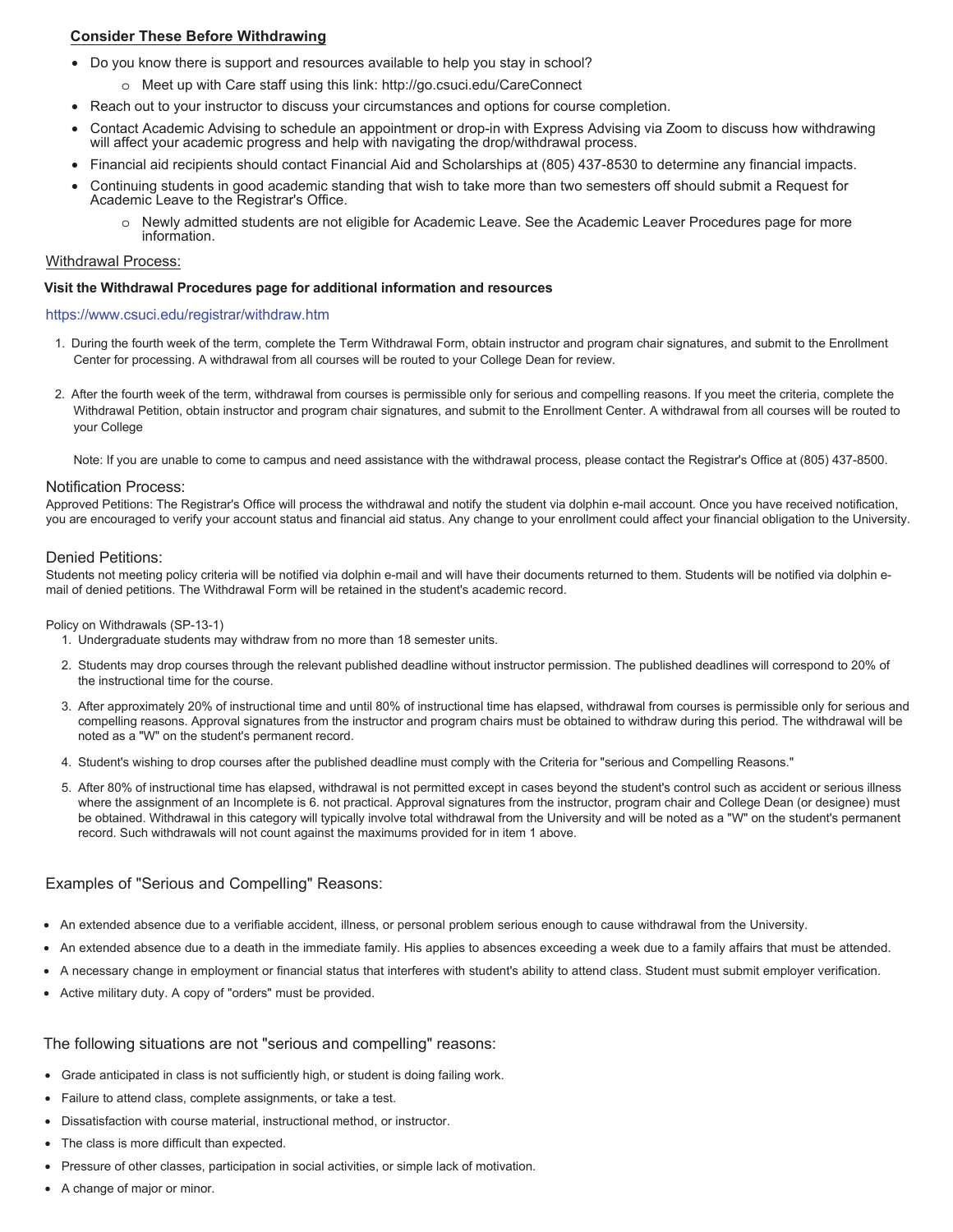## Consider These Before Withdrawing

- Do you know there is support and resources available to help you stay in school?
    - Meet up with Care staff using this link: http://go.csuci.edu/CareConnect
- Reach out to your instructor to discuss your circumstances and options for course completion.
- Contact Academic Advising to schedule an appointment or drop-in with Express Advising via Zoom to discuss how withdrawing will affect your academic progress and help with navigating the drop/withdrawal process.
- Financial aid recipients should contact Financial Aid and Scholarships at (805) 437-8530 to determine any financial impacts.
- Continuing students in good academic standing that wish to take more than two semesters off should submit a Request for Academic Leave to the Registrar's Office.
    - Newly admitted students are not eligible for Academic Leave. See the Academic Leaver Procedures page for more information.

### Withdrawal Process:

**Visit the Withdrawal Procedures page for additional information and resources**

https://www.csuci.edu/registrar/withdraw.htm

1. During the fourth week of the term, complete the Term Withdrawal Form, obtain instructor and program chair signatures, and submit to the Enrollment Center for processing. A withdrawal from all courses will be routed to your College Dean for review.

2. After the fourth week of the term, withdrawal from courses is permissible only for serious and compelling reasons. If you meet the criteria, complete the Withdrawal Petition, obtain instructor and program chair signatures, and submit to the Enrollment Center. A withdrawal from all courses will be routed to your College

Note: If you are unable to come to campus and need assistance with the withdrawal process, please contact the Registrar's Office at (805) 437-8500.

### Notification Process:

Approved Petitions: The Registrar's Office will process the withdrawal and notify the student via dolphin e-mail account. Once you have received notification, you are encouraged to verify your account status and financial aid status. Any change to your enrollment could affect your financial obligation to the University.

### Denied Petitions:

Students not meeting policy criteria will be notified via dolphin e-mail and will have their documents returned to them. Students will be notified via dolphin e-mail of denied petitions. The Withdrawal Form will be retained in the student's academic record.

Policy on Withdrawals (SP-13-1)

1. Undergraduate students may withdraw from no more than 18 semester units.
2. Students may drop courses through the relevant published deadline without instructor permission. The published deadlines will correspond to 20% of the instructional time for the course.
3. After approximately 20% of instructional time and until 80% of instructional time has elapsed, withdrawal from courses is permissible only for serious and compelling reasons. Approval signatures from the instructor and program chairs must be obtained to withdraw during this period. The withdrawal will be noted as a "W" on the student's permanent record.
4. Student's wishing to drop courses after the published deadline must comply with the Criteria for "serious and Compelling Reasons."
5. After 80% of instructional time has elapsed, withdrawal is not permitted except in cases beyond the student's control such as accident or serious illness where the assignment of an Incomplete is 6. not practical. Approval signatures from the instructor, program chair and College Dean (or designee) must be obtained. Withdrawal in this category will typically involve total withdrawal from the University and will be noted as a "W" on the student's permanent record. Such withdrawals will not count against the maximums provided for in item 1 above.

### Examples of "Serious and Compelling" Reasons:

- An extended absence due to a verifiable accident, illness, or personal problem serious enough to cause withdrawal from the University.
- An extended absence due to a death in the immediate family. His applies to absences exceeding a week due to a family affairs that must be attended.
- A necessary change in employment or financial status that interferes with student's ability to attend class. Student must submit employer verification.
- Active military duty. A copy of "orders" must be provided.

### The following situations are not "serious and compelling" reasons:

- Grade anticipated in class is not sufficiently high, or student is doing failing work.
- Failure to attend class, complete assignments, or take a test.
- Dissatisfaction with course material, instructional method, or instructor.
- The class is more difficult than expected.
- Pressure of other classes, participation in social activities, or simple lack of motivation.
- A change of major or minor.